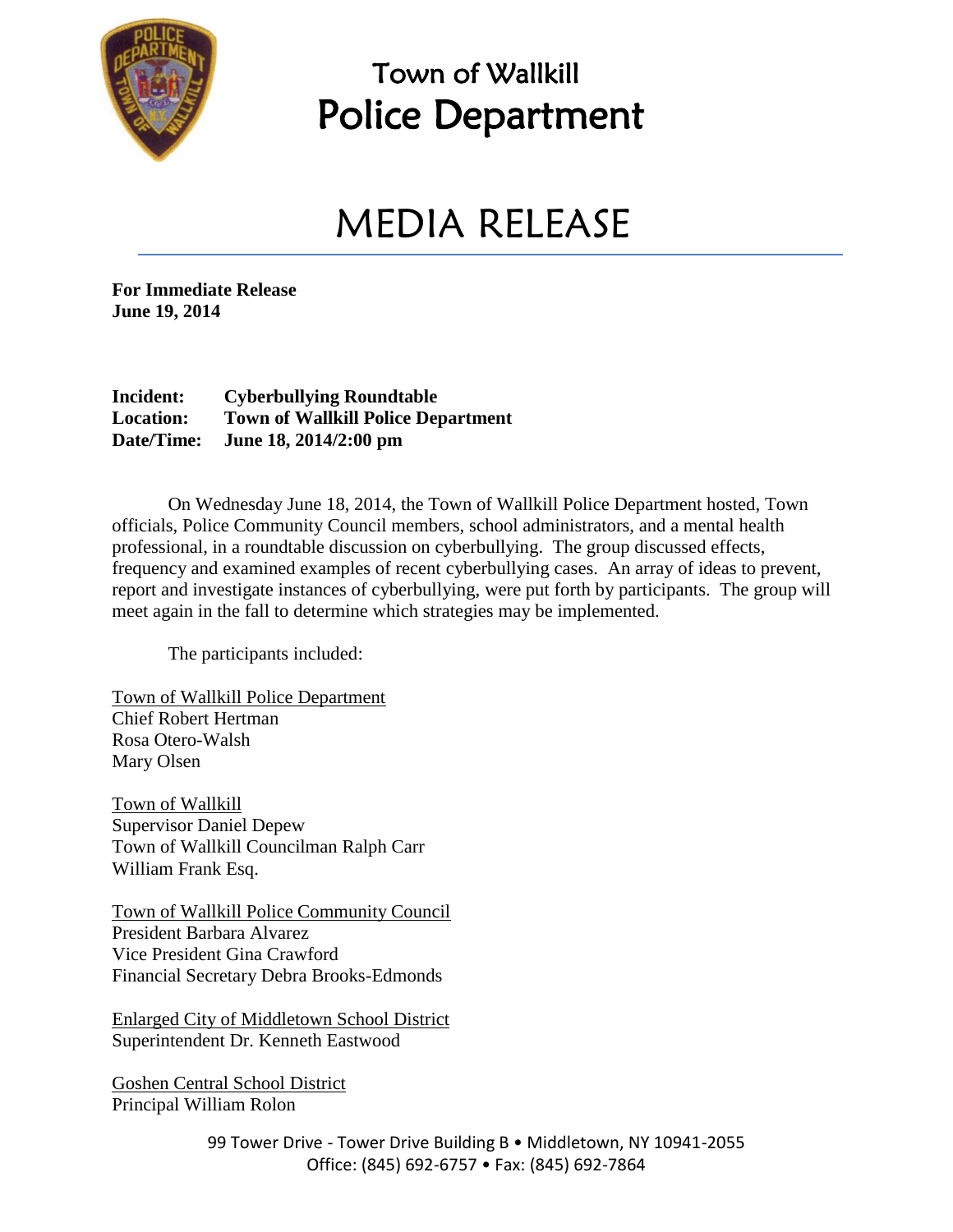# Town of Wallkill
# Police Department

## MEDIA RELEASE

**For Immediate Release**
**June 19, 2014**

**Incident:** **Cyberbullying Roundtable**
**Location:** **Town of Wallkill Police Department**
**Date/Time:** **June 18, 2014/2:00 pm**

On Wednesday June 18, 2014, the Town of Wallkill Police Department hosted, Town officials, Police Community Council members, school administrators, and a mental health professional, in a roundtable discussion on cyberbullying. The group discussed effects, frequency and examined examples of recent cyberbullying cases. An array of ideas to prevent, report and investigate instances of cyberbullying, were put forth by participants. The group will meet again in the fall to determine which strategies may be implemented.

The participants included:

<u>Town of Wallkill Police Department</u>
Chief Robert Hertman
Rosa Otero-Walsh
Mary Olsen

<u>Town of Wallkill</u>
Supervisor Daniel Depew
Town of Wallkill Councilman Ralph Carr
William Frank Esq.

<u>Town of Wallkill Police Community Council</u>
President Barbara Alvarez
Vice President Gina Crawford
Financial Secretary Debra Brooks-Edmonds

<u>Enlarged City of Middletown School District</u>
Superintendent Dr. Kenneth Eastwood

<u>Goshen Central School District</u>
Principal William Rolon

99 Tower Drive - Tower Drive Building B • Middletown, NY 10941-2055
Office: (845) 692-6757 • Fax: (845) 692-7864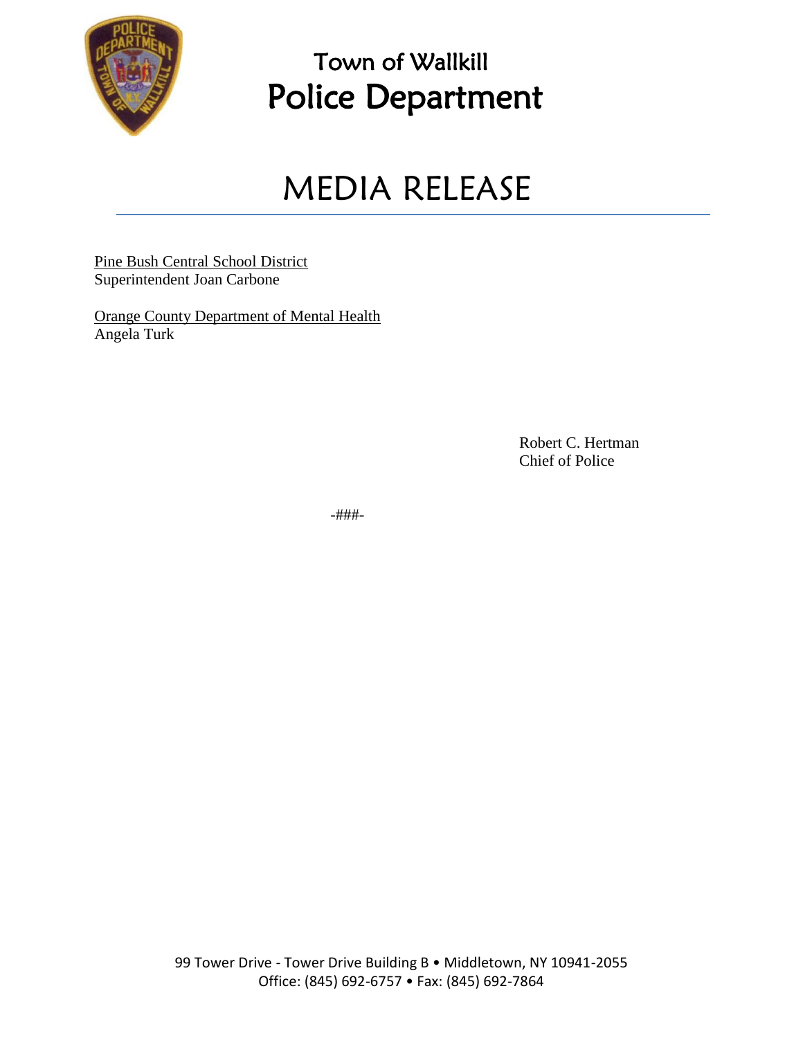# Town of Wallkill
# Police Department

# MEDIA RELEASE

---

<u>Pine Bush Central School District</u>
Superintendent Joan Carbone

<u>Orange County Department of Mental Health</u>
Angela Turk

Robert C. Hertman
Chief of Police

-###-

99 Tower Drive - Tower Drive Building B • Middletown, NY 10941-2055
Office: (845) 692-6757 • Fax: (845) 692-7864